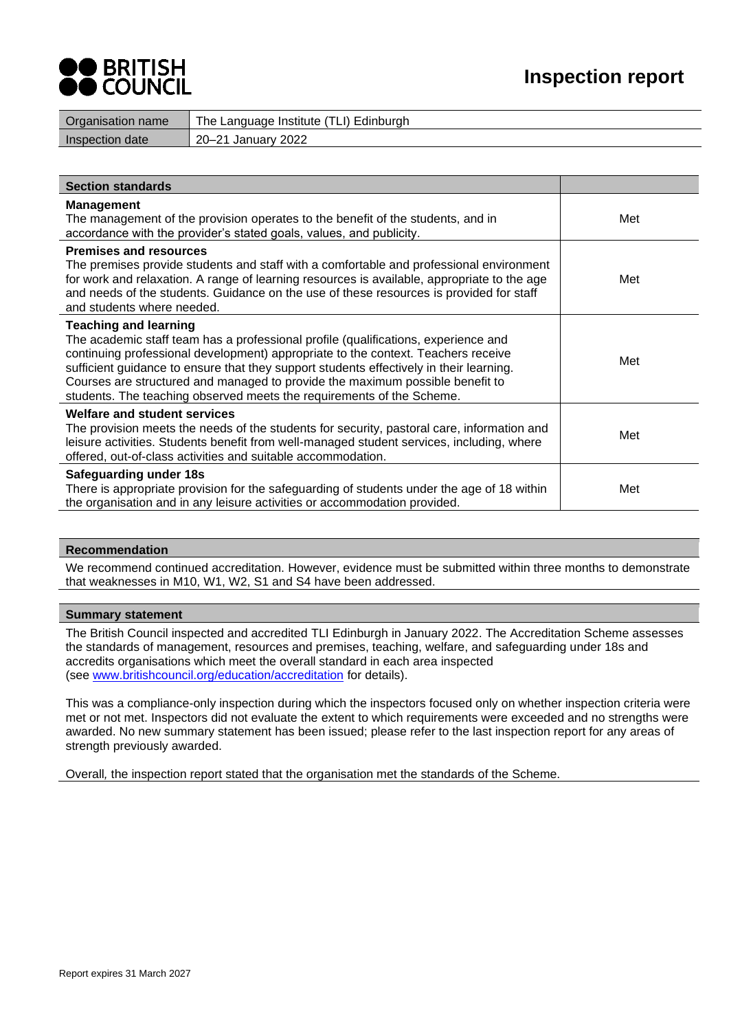BRITISH COUNCIL

# Inspection report

| Organisation name | The Language Institute (TLI) Edinburgh |
|---|---|
| Inspection date | 20–21 January 2022 |

| Section standards | |
|---|---|
| **Management**<br>The management of the provision operates to the benefit of the students, and in accordance with the provider's stated goals, values, and publicity. | Met |
| **Premises and resources**<br>The premises provide students and staff with a comfortable and professional environment for work and relaxation. A range of learning resources is available, appropriate to the age and needs of the students. Guidance on the use of these resources is provided for staff and students where needed. | Met |
| **Teaching and learning**<br>The academic staff team has a professional profile (qualifications, experience and continuing professional development) appropriate to the context. Teachers receive sufficient guidance to ensure that they support students effectively in their learning. Courses are structured and managed to provide the maximum possible benefit to students. The teaching observed meets the requirements of the Scheme. | Met |
| **Welfare and student services**<br>The provision meets the needs of the students for security, pastoral care, information and leisure activities. Students benefit from well-managed student services, including, where offered, out-of-class activities and suitable accommodation. | Met |
| **Safeguarding under 18s**<br>There is appropriate provision for the safeguarding of students under the age of 18 within the organisation and in any leisure activities or accommodation provided. | Met |

## Recommendation

We recommend continued accreditation. However, evidence must be submitted within three months to demonstrate that weaknesses in M10, W1, W2, S1 and S4 have been addressed.

## Summary statement

The British Council inspected and accredited TLI Edinburgh in January 2022. The Accreditation Scheme assesses the standards of management, resources and premises, teaching, welfare, and safeguarding under 18s and accredits organisations which meet the overall standard in each area inspected (see [www.britishcouncil.org/education/accreditation](http://www.britishcouncil.org/education/accreditation) for details).

This was a compliance-only inspection during which the inspectors focused only on whether inspection criteria were met or not met. Inspectors did not evaluate the extent to which requirements were exceeded and no strengths were awarded. No new summary statement has been issued; please refer to the last inspection report for any areas of strength previously awarded.

Overall, the inspection report stated that the organisation met the standards of the Scheme.

Report expires 31 March 2027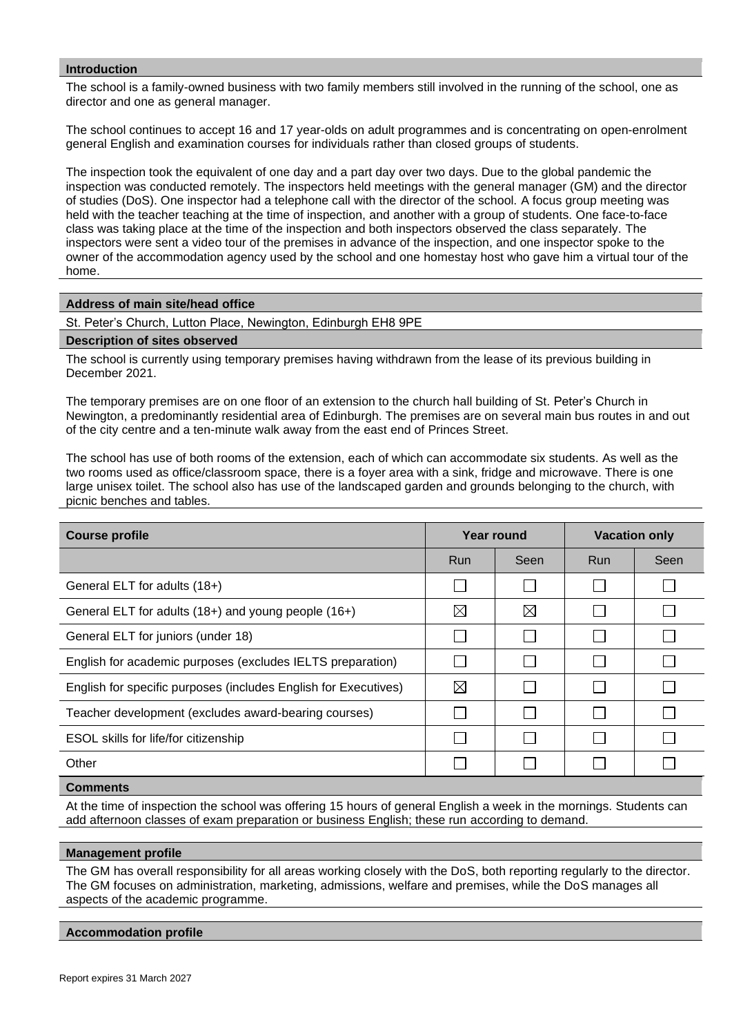## Introduction

The school is a family-owned business with two family members still involved in the running of the school, one as director and one as general manager.

The school continues to accept 16 and 17 year-olds on adult programmes and is concentrating on open-enrolment general English and examination courses for individuals rather than closed groups of students.

The inspection took the equivalent of one day and a part day over two days. Due to the global pandemic the inspection was conducted remotely. The inspectors held meetings with the general manager (GM) and the director of studies (DoS). One inspector had a telephone call with the director of the school. A focus group meeting was held with the teacher teaching at the time of inspection, and another with a group of students. One face-to-face class was taking place at the time of the inspection and both inspectors observed the class separately. The inspectors were sent a video tour of the premises in advance of the inspection, and one inspector spoke to the owner of the accommodation agency used by the school and one homestay host who gave him a virtual tour of the home.

## Address of main site/head office

St. Peter's Church, Lutton Place, Newington, Edinburgh EH8 9PE

## Description of sites observed

The school is currently using temporary premises having withdrawn from the lease of its previous building in December 2021.

The temporary premises are on one floor of an extension to the church hall building of St. Peter's Church in Newington, a predominantly residential area of Edinburgh. The premises are on several main bus routes in and out of the city centre and a ten-minute walk away from the east end of Princes Street.

The school has use of both rooms of the extension, each of which can accommodate six students. As well as the two rooms used as office/classroom space, there is a foyer area with a sink, fridge and microwave. There is one large unisex toilet. The school also has use of the landscaped garden and grounds belonging to the church, with picnic benches and tables.

| Course profile | Year round | | Vacation only | |
|---|---|---|---|---|
| | Run | Seen | Run | Seen |
| General ELT for adults (18+) | ☐ | ☐ | ☐ | ☐ |
| General ELT for adults (18+) and young people (16+) | ☒ | ☒ | ☐ | ☐ |
| General ELT for juniors (under 18) | ☐ | ☐ | ☐ | ☐ |
| English for academic purposes (excludes IELTS preparation) | ☐ | ☐ | ☐ | ☐ |
| English for specific purposes (includes English for Executives) | ☒ | ☐ | ☐ | ☐ |
| Teacher development (excludes award-bearing courses) | ☐ | ☐ | ☐ | ☐ |
| ESOL skills for life/for citizenship | ☐ | ☐ | ☐ | ☐ |
| Other | ☐ | ☐ | ☐ | ☐ |

## Comments

At the time of inspection the school was offering 15 hours of general English a week in the mornings. Students can add afternoon classes of exam preparation or business English; these run according to demand.

## Management profile

The GM has overall responsibility for all areas working closely with the DoS, both reporting regularly to the director. The GM focuses on administration, marketing, admissions, welfare and premises, while the DoS manages all aspects of the academic programme.

## Accommodation profile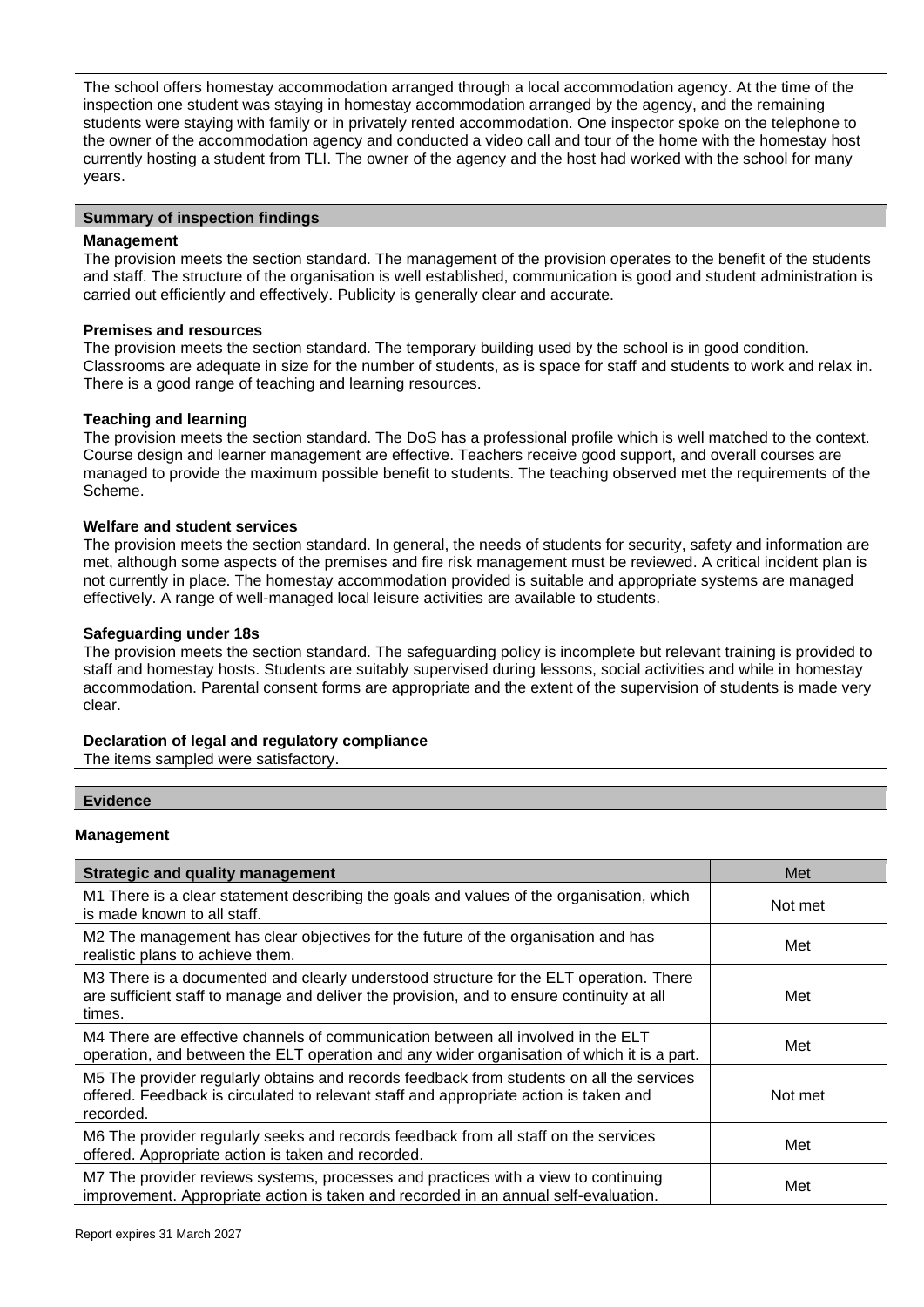The school offers homestay accommodation arranged through a local accommodation agency. At the time of the inspection one student was staying in homestay accommodation arranged by the agency, and the remaining students were staying with family or in privately rented accommodation. One inspector spoke on the telephone to the owner of the accommodation agency and conducted a video call and tour of the home with the homestay host currently hosting a student from TLI. The owner of the agency and the host had worked with the school for many years.

## Summary of inspection findings

**Management**
The provision meets the section standard. The management of the provision operates to the benefit of the students and staff. The structure of the organisation is well established, communication is good and student administration is carried out efficiently and effectively. Publicity is generally clear and accurate.

**Premises and resources**
The provision meets the section standard. The temporary building used by the school is in good condition. Classrooms are adequate in size for the number of students, as is space for staff and students to work and relax in. There is a good range of teaching and learning resources.

**Teaching and learning**
The provision meets the section standard. The DoS has a professional profile which is well matched to the context. Course design and learner management are effective. Teachers receive good support, and overall courses are managed to provide the maximum possible benefit to students. The teaching observed met the requirements of the Scheme.

**Welfare and student services**
The provision meets the section standard. In general, the needs of students for security, safety and information are met, although some aspects of the premises and fire risk management must be reviewed. A critical incident plan is not currently in place. The homestay accommodation provided is suitable and appropriate systems are managed effectively. A range of well-managed local leisure activities are available to students.

**Safeguarding under 18s**
The provision meets the section standard. The safeguarding policy is incomplete but relevant training is provided to staff and homestay hosts. Students are suitably supervised during lessons, social activities and while in homestay accommodation. Parental consent forms are appropriate and the extent of the supervision of students is made very clear.

**Declaration of legal and regulatory compliance**
The items sampled were satisfactory.

## Evidence

### Management

| Strategic and quality management | Met |
|---|---|
| M1 There is a clear statement describing the goals and values of the organisation, which is made known to all staff. | Not met |
| M2 The management has clear objectives for the future of the organisation and has realistic plans to achieve them. | Met |
| M3 There is a documented and clearly understood structure for the ELT operation. There are sufficient staff to manage and deliver the provision, and to ensure continuity at all times. | Met |
| M4 There are effective channels of communication between all involved in the ELT operation, and between the ELT operation and any wider organisation of which it is a part. | Met |
| M5 The provider regularly obtains and records feedback from students on all the services offered. Feedback is circulated to relevant staff and appropriate action is taken and recorded. | Not met |
| M6 The provider regularly seeks and records feedback from all staff on the services offered. Appropriate action is taken and recorded. | Met |
| M7 The provider reviews systems, processes and practices with a view to continuing improvement. Appropriate action is taken and recorded in an annual self-evaluation. | Met |

Report expires 31 March 2027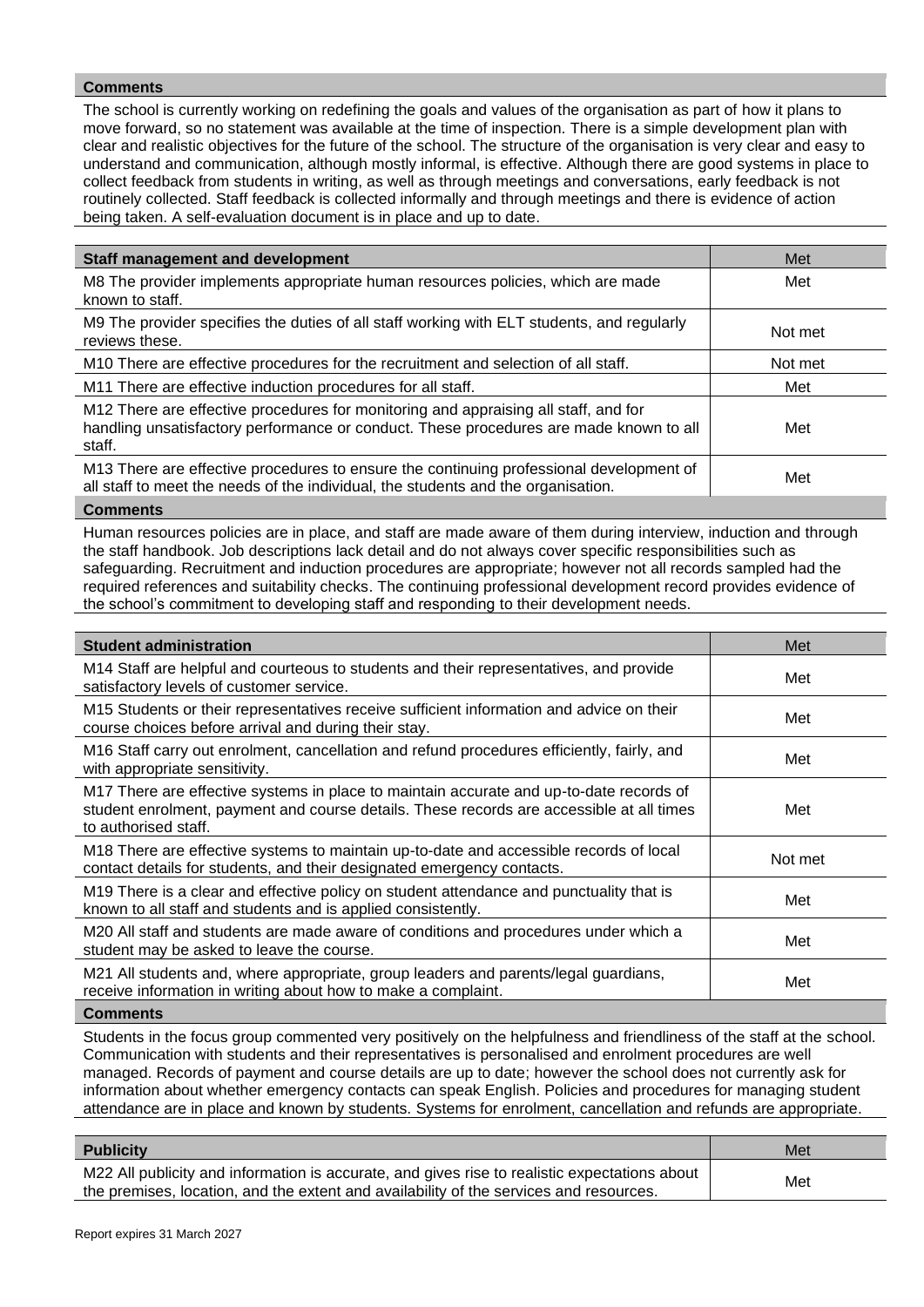**Comments**

The school is currently working on redefining the goals and values of the organisation as part of how it plans to move forward, so no statement was available at the time of inspection. There is a simple development plan with clear and realistic objectives for the future of the school. The structure of the organisation is very clear and easy to understand and communication, although mostly informal, is effective. Although there are good systems in place to collect feedback from students in writing, as well as through meetings and conversations, early feedback is not routinely collected. Staff feedback is collected informally and through meetings and there is evidence of action being taken. A self-evaluation document is in place and up to date.

| **Staff management and development** | Met |
|---|---|
| M8 The provider implements appropriate human resources policies, which are made known to staff. | Met |
| M9 The provider specifies the duties of all staff working with ELT students, and regularly reviews these. | Not met |
| M10 There are effective procedures for the recruitment and selection of all staff. | Not met |
| M11 There are effective induction procedures for all staff. | Met |
| M12 There are effective procedures for monitoring and appraising all staff, and for handling unsatisfactory performance or conduct. These procedures are made known to all staff. | Met |
| M13 There are effective procedures to ensure the continuing professional development of all staff to meet the needs of the individual, the students and the organisation. | Met |

**Comments**

Human resources policies are in place, and staff are made aware of them during interview, induction and through the staff handbook. Job descriptions lack detail and do not always cover specific responsibilities such as safeguarding. Recruitment and induction procedures are appropriate; however not all records sampled had the required references and suitability checks. The continuing professional development record provides evidence of the school's commitment to developing staff and responding to their development needs.

| **Student administration** | Met |
|---|---|
| M14 Staff are helpful and courteous to students and their representatives, and provide satisfactory levels of customer service. | Met |
| M15 Students or their representatives receive sufficient information and advice on their course choices before arrival and during their stay. | Met |
| M16 Staff carry out enrolment, cancellation and refund procedures efficiently, fairly, and with appropriate sensitivity. | Met |
| M17 There are effective systems in place to maintain accurate and up-to-date records of student enrolment, payment and course details. These records are accessible at all times to authorised staff. | Met |
| M18 There are effective systems to maintain up-to-date and accessible records of local contact details for students, and their designated emergency contacts. | Not met |
| M19 There is a clear and effective policy on student attendance and punctuality that is known to all staff and students and is applied consistently. | Met |
| M20 All staff and students are made aware of conditions and procedures under which a student may be asked to leave the course. | Met |
| M21 All students and, where appropriate, group leaders and parents/legal guardians, receive information in writing about how to make a complaint. | Met |

**Comments**

Students in the focus group commented very positively on the helpfulness and friendliness of the staff at the school. Communication with students and their representatives is personalised and enrolment procedures are well managed. Records of payment and course details are up to date; however the school does not currently ask for information about whether emergency contacts can speak English. Policies and procedures for managing student attendance are in place and known by students. Systems for enrolment, cancellation and refunds are appropriate.

| **Publicity** | Met |
|---|---|
| M22 All publicity and information is accurate, and gives rise to realistic expectations about the premises, location, and the extent and availability of the services and resources. | Met |

Report expires 31 March 2027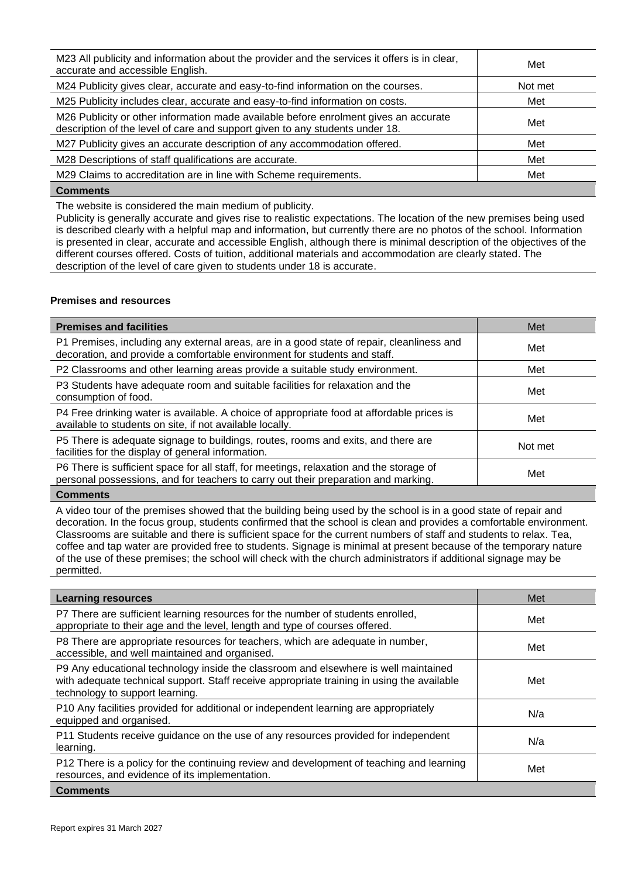| | |
|---|---|
| M23 All publicity and information about the provider and the services it offers is in clear, accurate and accessible English. | Met |
| M24 Publicity gives clear, accurate and easy-to-find information on the courses. | Not met |
| M25 Publicity includes clear, accurate and easy-to-find information on costs. | Met |
| M26 Publicity or other information made available before enrolment gives an accurate description of the level of care and support given to any students under 18. | Met |
| M27 Publicity gives an accurate description of any accommodation offered. | Met |
| M28 Descriptions of staff qualifications are accurate. | Met |
| M29 Claims to accreditation are in line with Scheme requirements. | Met |

**Comments**

The website is considered the main medium of publicity.
Publicity is generally accurate and gives rise to realistic expectations. The location of the new premises being used is described clearly with a helpful map and information, but currently there are no photos of the school. Information is presented in clear, accurate and accessible English, although there is minimal description of the objectives of the different courses offered. Costs of tuition, additional materials and accommodation are clearly stated. The description of the level of care given to students under 18 is accurate.

### Premises and resources

| Premises and facilities | Met |
|---|---|
| P1 Premises, including any external areas, are in a good state of repair, cleanliness and decoration, and provide a comfortable environment for students and staff. | Met |
| P2 Classrooms and other learning areas provide a suitable study environment. | Met |
| P3 Students have adequate room and suitable facilities for relaxation and the consumption of food. | Met |
| P4 Free drinking water is available. A choice of appropriate food at affordable prices is available to students on site, if not available locally. | Met |
| P5 There is adequate signage to buildings, routes, rooms and exits, and there are facilities for the display of general information. | Not met |
| P6 There is sufficient space for all staff, for meetings, relaxation and the storage of personal possessions, and for teachers to carry out their preparation and marking. | Met |

**Comments**

A video tour of the premises showed that the building being used by the school is in a good state of repair and decoration. In the focus group, students confirmed that the school is clean and provides a comfortable environment. Classrooms are suitable and there is sufficient space for the current numbers of staff and students to relax. Tea, coffee and tap water are provided free to students. Signage is minimal at present because of the temporary nature of the use of these premises; the school will check with the church administrators if additional signage may be permitted.

| Learning resources | Met |
|---|---|
| P7 There are sufficient learning resources for the number of students enrolled, appropriate to their age and the level, length and type of courses offered. | Met |
| P8 There are appropriate resources for teachers, which are adequate in number, accessible, and well maintained and organised. | Met |
| P9 Any educational technology inside the classroom and elsewhere is well maintained with adequate technical support. Staff receive appropriate training in using the available technology to support learning. | Met |
| P10 Any facilities provided for additional or independent learning are appropriately equipped and organised. | N/a |
| P11 Students receive guidance on the use of any resources provided for independent learning. | N/a |
| P12 There is a policy for the continuing review and development of teaching and learning resources, and evidence of its implementation. | Met |

**Comments**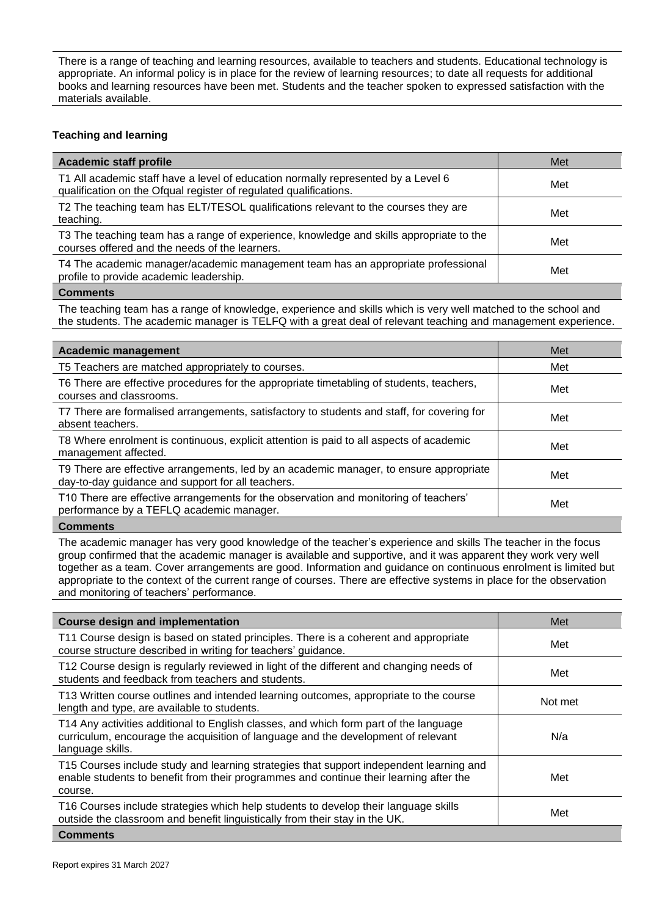There is a range of teaching and learning resources, available to teachers and students. Educational technology is appropriate. An informal policy is in place for the review of learning resources; to date all requests for additional books and learning resources have been met. Students and the teacher spoken to expressed satisfaction with the materials available.

### Teaching and learning

| Academic staff profile | Met |
|---|---|
| T1 All academic staff have a level of education normally represented by a Level 6 qualification on the Ofqual register of regulated qualifications. | Met |
| T2 The teaching team has ELT/TESOL qualifications relevant to the courses they are teaching. | Met |
| T3 The teaching team has a range of experience, knowledge and skills appropriate to the courses offered and the needs of the learners. | Met |
| T4 The academic manager/academic management team has an appropriate professional profile to provide academic leadership. | Met |
| **Comments** | |

The teaching team has a range of knowledge, experience and skills which is very well matched to the school and the students. The academic manager is TELFQ with a great deal of relevant teaching and management experience.

| Academic management | Met |
|---|---|
| T5 Teachers are matched appropriately to courses. | Met |
| T6 There are effective procedures for the appropriate timetabling of students, teachers, courses and classrooms. | Met |
| T7 There are formalised arrangements, satisfactory to students and staff, for covering for absent teachers. | Met |
| T8 Where enrolment is continuous, explicit attention is paid to all aspects of academic management affected. | Met |
| T9 There are effective arrangements, led by an academic manager, to ensure appropriate day-to-day guidance and support for all teachers. | Met |
| T10 There are effective arrangements for the observation and monitoring of teachers' performance by a TEFLQ academic manager. | Met |
| **Comments** | |

The academic manager has very good knowledge of the teacher's experience and skills The teacher in the focus group confirmed that the academic manager is available and supportive, and it was apparent they work very well together as a team. Cover arrangements are good. Information and guidance on continuous enrolment is limited but appropriate to the context of the current range of courses. There are effective systems in place for the observation and monitoring of teachers' performance.

| Course design and implementation | Met |
|---|---|
| T11 Course design is based on stated principles. There is a coherent and appropriate course structure described in writing for teachers' guidance. | Met |
| T12 Course design is regularly reviewed in light of the different and changing needs of students and feedback from teachers and students. | Met |
| T13 Written course outlines and intended learning outcomes, appropriate to the course length and type, are available to students. | Not met |
| T14 Any activities additional to English classes, and which form part of the language curriculum, encourage the acquisition of language and the development of relevant language skills. | N/a |
| T15 Courses include study and learning strategies that support independent learning and enable students to benefit from their programmes and continue their learning after the course. | Met |
| T16 Courses include strategies which help students to develop their language skills outside the classroom and benefit linguistically from their stay in the UK. | Met |
| **Comments** | |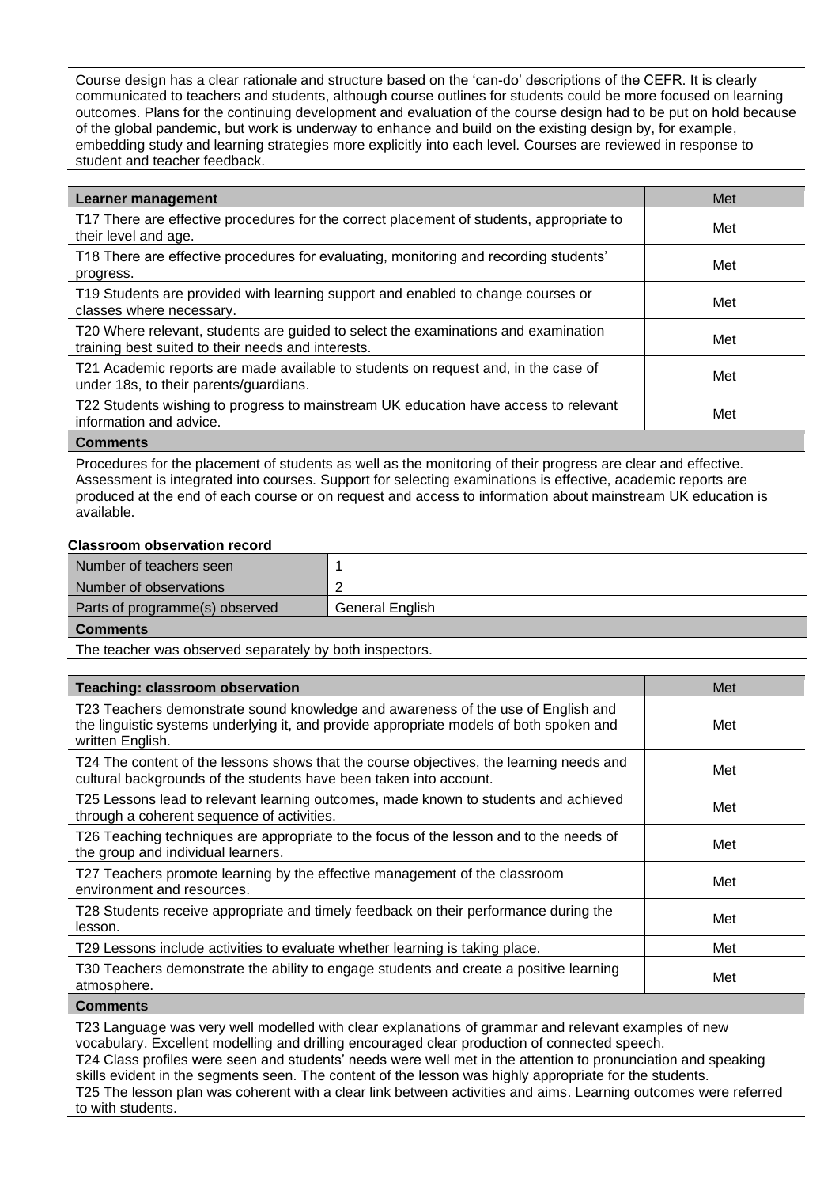Course design has a clear rationale and structure based on the 'can-do' descriptions of the CEFR. It is clearly communicated to teachers and students, although course outlines for students could be more focused on learning outcomes. Plans for the continuing development and evaluation of the course design had to be put on hold because of the global pandemic, but work is underway to enhance and build on the existing design by, for example, embedding study and learning strategies more explicitly into each level. Courses are reviewed in response to student and teacher feedback.

| Learner management | Met |
|---|---|
| T17 There are effective procedures for the correct placement of students, appropriate to their level and age. | Met |
| T18 There are effective procedures for evaluating, monitoring and recording students' progress. | Met |
| T19 Students are provided with learning support and enabled to change courses or classes where necessary. | Met |
| T20 Where relevant, students are guided to select the examinations and examination training best suited to their needs and interests. | Met |
| T21 Academic reports are made available to students on request and, in the case of under 18s, to their parents/guardians. | Met |
| T22 Students wishing to progress to mainstream UK education have access to relevant information and advice. | Met |

**Comments**

Procedures for the placement of students as well as the monitoring of their progress are clear and effective. Assessment is integrated into courses. Support for selecting examinations is effective, academic reports are produced at the end of each course or on request and access to information about mainstream UK education is available.

**Classroom observation record**

| Number of teachers seen | 1 |
|---|---|
| Number of observations | 2 |
| Parts of programme(s) observed | General English |

**Comments**

The teacher was observed separately by both inspectors.

| Teaching: classroom observation | Met |
|---|---|
| T23 Teachers demonstrate sound knowledge and awareness of the use of English and the linguistic systems underlying it, and provide appropriate models of both spoken and written English. | Met |
| T24 The content of the lessons shows that the course objectives, the learning needs and cultural backgrounds of the students have been taken into account. | Met |
| T25 Lessons lead to relevant learning outcomes, made known to students and achieved through a coherent sequence of activities. | Met |
| T26 Teaching techniques are appropriate to the focus of the lesson and to the needs of the group and individual learners. | Met |
| T27 Teachers promote learning by the effective management of the classroom environment and resources. | Met |
| T28 Students receive appropriate and timely feedback on their performance during the lesson. | Met |
| T29 Lessons include activities to evaluate whether learning is taking place. | Met |
| T30 Teachers demonstrate the ability to engage students and create a positive learning atmosphere. | Met |

**Comments**

T23 Language was very well modelled with clear explanations of grammar and relevant examples of new vocabulary. Excellent modelling and drilling encouraged clear production of connected speech.
T24 Class profiles were seen and students' needs were well met in the attention to pronunciation and speaking skills evident in the segments seen. The content of the lesson was highly appropriate for the students.
T25 The lesson plan was coherent with a clear link between activities and aims. Learning outcomes were referred to with students.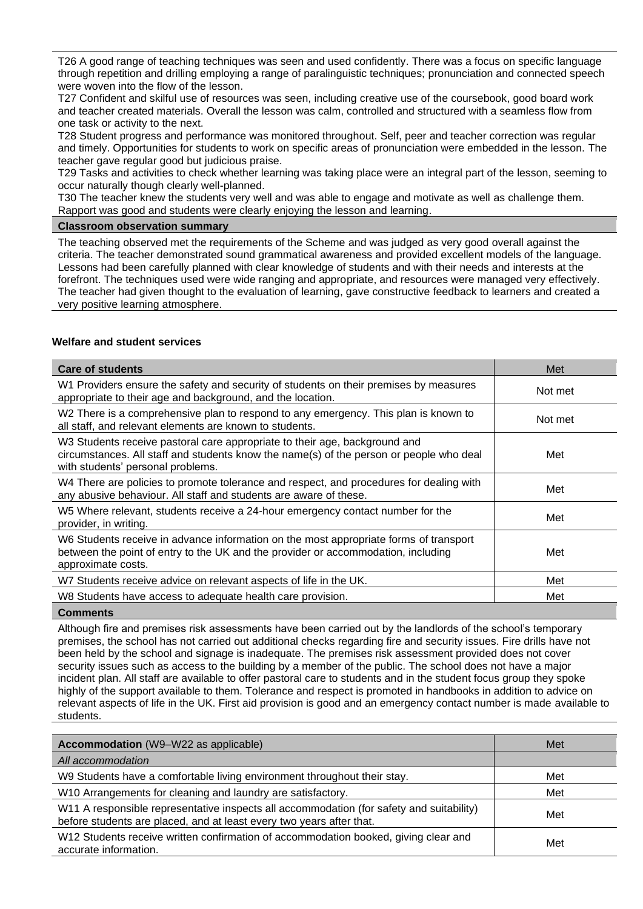T26 A good range of teaching techniques was seen and used confidently. There was a focus on specific language through repetition and drilling employing a range of paralinguistic techniques; pronunciation and connected speech were woven into the flow of the lesson.

T27 Confident and skilful use of resources was seen, including creative use of the coursebook, good board work and teacher created materials. Overall the lesson was calm, controlled and structured with a seamless flow from one task or activity to the next.

T28 Student progress and performance was monitored throughout. Self, peer and teacher correction was regular and timely. Opportunities for students to work on specific areas of pronunciation were embedded in the lesson. The teacher gave regular good but judicious praise.

T29 Tasks and activities to check whether learning was taking place were an integral part of the lesson, seeming to occur naturally though clearly well-planned.

T30 The teacher knew the students very well and was able to engage and motivate as well as challenge them. Rapport was good and students were clearly enjoying the lesson and learning.

**Classroom observation summary**

The teaching observed met the requirements of the Scheme and was judged as very good overall against the criteria. The teacher demonstrated sound grammatical awareness and provided excellent models of the language. Lessons had been carefully planned with clear knowledge of students and with their needs and interests at the forefront. The techniques used were wide ranging and appropriate, and resources were managed very effectively. The teacher had given thought to the evaluation of learning, gave constructive feedback to learners and created a very positive learning atmosphere.

### Welfare and student services

| **Care of students** | Met |
|---|---|
| W1 Providers ensure the safety and security of students on their premises by measures appropriate to their age and background, and the location. | Not met |
| W2 There is a comprehensive plan to respond to any emergency. This plan is known to all staff, and relevant elements are known to students. | Not met |
| W3 Students receive pastoral care appropriate to their age, background and circumstances. All staff and students know the name(s) of the person or people who deal with students' personal problems. | Met |
| W4 There are policies to promote tolerance and respect, and procedures for dealing with any abusive behaviour. All staff and students are aware of these. | Met |
| W5 Where relevant, students receive a 24-hour emergency contact number for the provider, in writing. | Met |
| W6 Students receive in advance information on the most appropriate forms of transport between the point of entry to the UK and the provider or accommodation, including approximate costs. | Met |
| W7 Students receive advice on relevant aspects of life in the UK. | Met |
| W8 Students have access to adequate health care provision. | Met |

**Comments**

Although fire and premises risk assessments have been carried out by the landlords of the school's temporary premises, the school has not carried out additional checks regarding fire and security issues. Fire drills have not been held by the school and signage is inadequate. The premises risk assessment provided does not cover security issues such as access to the building by a member of the public. The school does not have a major incident plan. All staff are available to offer pastoral care to students and in the student focus group they spoke highly of the support available to them. Tolerance and respect is promoted in handbooks in addition to advice on relevant aspects of life in the UK. First aid provision is good and an emergency contact number is made available to students.

| **Accommodation** (W9–W22 as applicable) | Met |
|---|---|
| *All accommodation* | |
| W9 Students have a comfortable living environment throughout their stay. | Met |
| W10 Arrangements for cleaning and laundry are satisfactory. | Met |
| W11 A responsible representative inspects all accommodation (for safety and suitability) before students are placed, and at least every two years after that. | Met |
| W12 Students receive written confirmation of accommodation booked, giving clear and accurate information. | Met |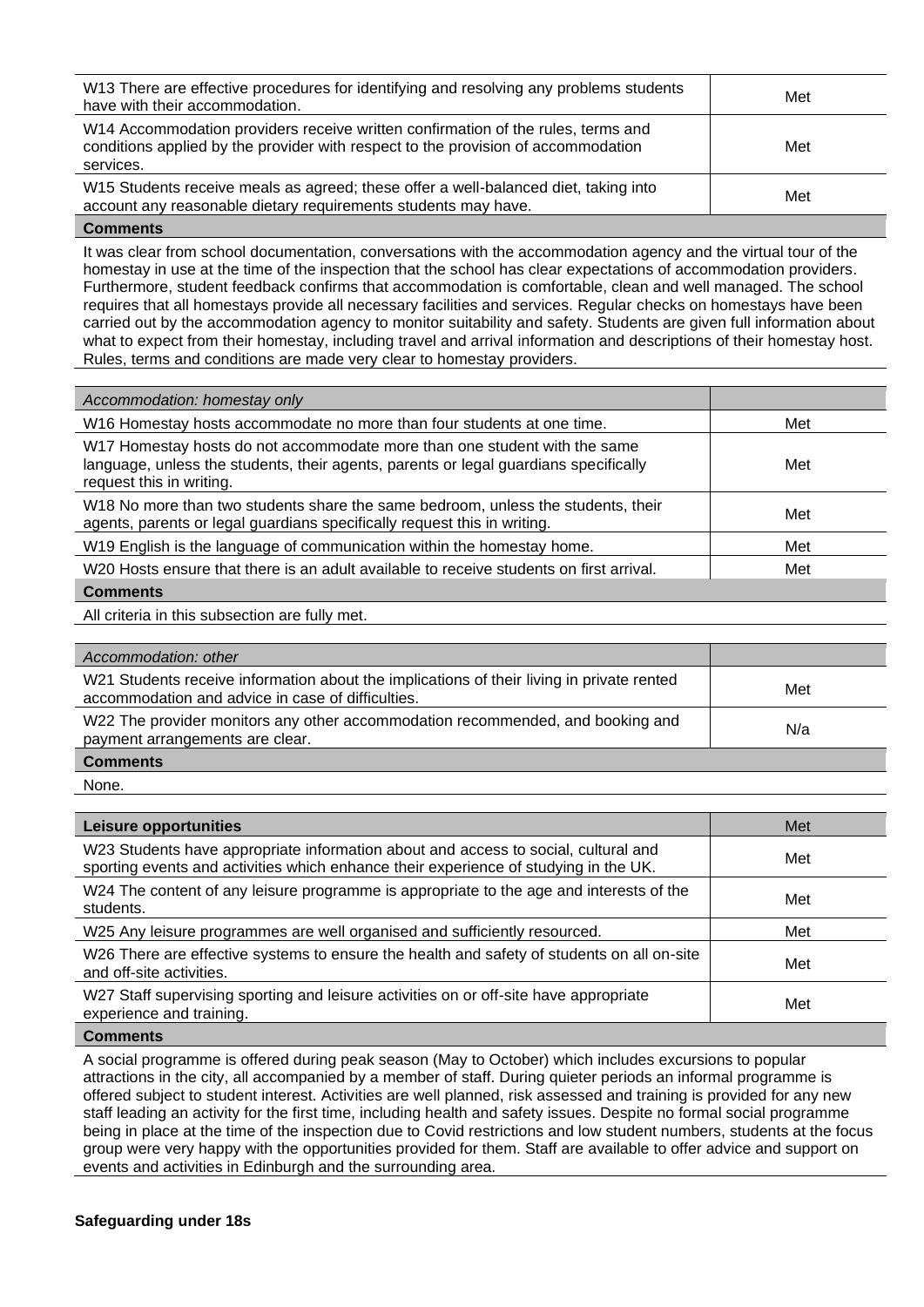| | |
|---|---|
| W13 There are effective procedures for identifying and resolving any problems students have with their accommodation. | Met |
| W14 Accommodation providers receive written confirmation of the rules, terms and conditions applied by the provider with respect to the provision of accommodation services. | Met |
| W15 Students receive meals as agreed; these offer a well-balanced diet, taking into account any reasonable dietary requirements students may have. | Met |

**Comments**

It was clear from school documentation, conversations with the accommodation agency and the virtual tour of the homestay in use at the time of the inspection that the school has clear expectations of accommodation providers. Furthermore, student feedback confirms that accommodation is comfortable, clean and well managed. The school requires that all homestays provide all necessary facilities and services. Regular checks on homestays have been carried out by the accommodation agency to monitor suitability and safety. Students are given full information about what to expect from their homestay, including travel and arrival information and descriptions of their homestay host. Rules, terms and conditions are made very clear to homestay providers.

| *Accommodation: homestay only* | |
|---|---|
| W16 Homestay hosts accommodate no more than four students at one time. | Met |
| W17 Homestay hosts do not accommodate more than one student with the same language, unless the students, their agents, parents or legal guardians specifically request this in writing. | Met |
| W18 No more than two students share the same bedroom, unless the students, their agents, parents or legal guardians specifically request this in writing. | Met |
| W19 English is the language of communication within the homestay home. | Met |
| W20 Hosts ensure that there is an adult available to receive students on first arrival. | Met |

**Comments**

All criteria in this subsection are fully met.

| *Accommodation: other* | |
|---|---|
| W21 Students receive information about the implications of their living in private rented accommodation and advice in case of difficulties. | Met |
| W22 The provider monitors any other accommodation recommended, and booking and payment arrangements are clear. | N/a |

**Comments**

None.

| **Leisure opportunities** | Met |
|---|---|
| W23 Students have appropriate information about and access to social, cultural and sporting events and activities which enhance their experience of studying in the UK. | Met |
| W24 The content of any leisure programme is appropriate to the age and interests of the students. | Met |
| W25 Any leisure programmes are well organised and sufficiently resourced. | Met |
| W26 There are effective systems to ensure the health and safety of students on all on-site and off-site activities. | Met |
| W27 Staff supervising sporting and leisure activities on or off-site have appropriate experience and training. | Met |

**Comments**

A social programme is offered during peak season (May to October) which includes excursions to popular attractions in the city, all accompanied by a member of staff. During quieter periods an informal programme is offered subject to student interest. Activities are well planned, risk assessed and training is provided for any new staff leading an activity for the first time, including health and safety issues. Despite no formal social programme being in place at the time of the inspection due to Covid restrictions and low student numbers, students at the focus group were very happy with the opportunities provided for them. Staff are available to offer advice and support on events and activities in Edinburgh and the surrounding area.

**Safeguarding under 18s**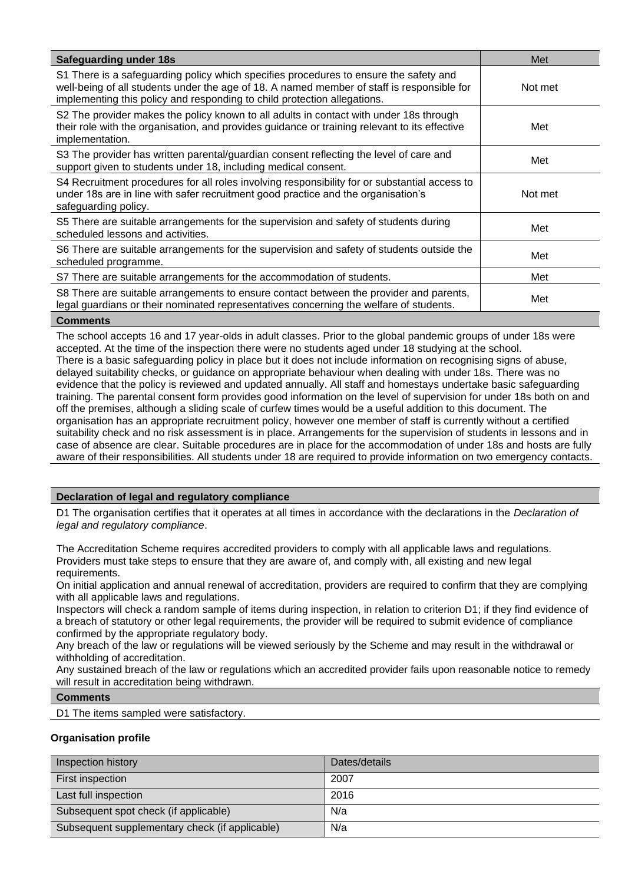| Safeguarding under 18s | Met |
|---|---|
| S1 There is a safeguarding policy which specifies procedures to ensure the safety and well-being of all students under the age of 18. A named member of staff is responsible for implementing this policy and responding to child protection allegations. | Not met |
| S2 The provider makes the policy known to all adults in contact with under 18s through their role with the organisation, and provides guidance or training relevant to its effective implementation. | Met |
| S3 The provider has written parental/guardian consent reflecting the level of care and support given to students under 18, including medical consent. | Met |
| S4 Recruitment procedures for all roles involving responsibility for or substantial access to under 18s are in line with safer recruitment good practice and the organisation's safeguarding policy. | Not met |
| S5 There are suitable arrangements for the supervision and safety of students during scheduled lessons and activities. | Met |
| S6 There are suitable arrangements for the supervision and safety of students outside the scheduled programme. | Met |
| S7 There are suitable arrangements for the accommodation of students. | Met |
| S8 There are suitable arrangements to ensure contact between the provider and parents, legal guardians or their nominated representatives concerning the welfare of students. | Met |

**Comments**

The school accepts 16 and 17 year-olds in adult classes. Prior to the global pandemic groups of under 18s were accepted. At the time of the inspection there were no students aged under 18 studying at the school.
There is a basic safeguarding policy in place but it does not include information on recognising signs of abuse, delayed suitability checks, or guidance on appropriate behaviour when dealing with under 18s. There was no evidence that the policy is reviewed and updated annually. All staff and homestays undertake basic safeguarding training. The parental consent form provides good information on the level of supervision for under 18s both on and off the premises, although a sliding scale of curfew times would be a useful addition to this document. The organisation has an appropriate recruitment policy, however one member of staff is currently without a certified suitability check and no risk assessment is in place. Arrangements for the supervision of students in lessons and in case of absence are clear. Suitable procedures are in place for the accommodation of under 18s and hosts are fully aware of their responsibilities. All students under 18 are required to provide information on two emergency contacts.

**Declaration of legal and regulatory compliance**

D1 The organisation certifies that it operates at all times in accordance with the declarations in the *Declaration of legal and regulatory compliance*.

The Accreditation Scheme requires accredited providers to comply with all applicable laws and regulations. Providers must take steps to ensure that they are aware of, and comply with, all existing and new legal requirements.
On initial application and annual renewal of accreditation, providers are required to confirm that they are complying with all applicable laws and regulations.
Inspectors will check a random sample of items during inspection, in relation to criterion D1; if they find evidence of a breach of statutory or other legal requirements, the provider will be required to submit evidence of compliance confirmed by the appropriate regulatory body.
Any breach of the law or regulations will be viewed seriously by the Scheme and may result in the withdrawal or withholding of accreditation.
Any sustained breach of the law or regulations which an accredited provider fails upon reasonable notice to remedy will result in accreditation being withdrawn.

**Comments**

D1 The items sampled were satisfactory.

**Organisation profile**

| Inspection history | Dates/details |
|---|---|
| First inspection | 2007 |
| Last full inspection | 2016 |
| Subsequent spot check (if applicable) | N/a |
| Subsequent supplementary check (if applicable) | N/a |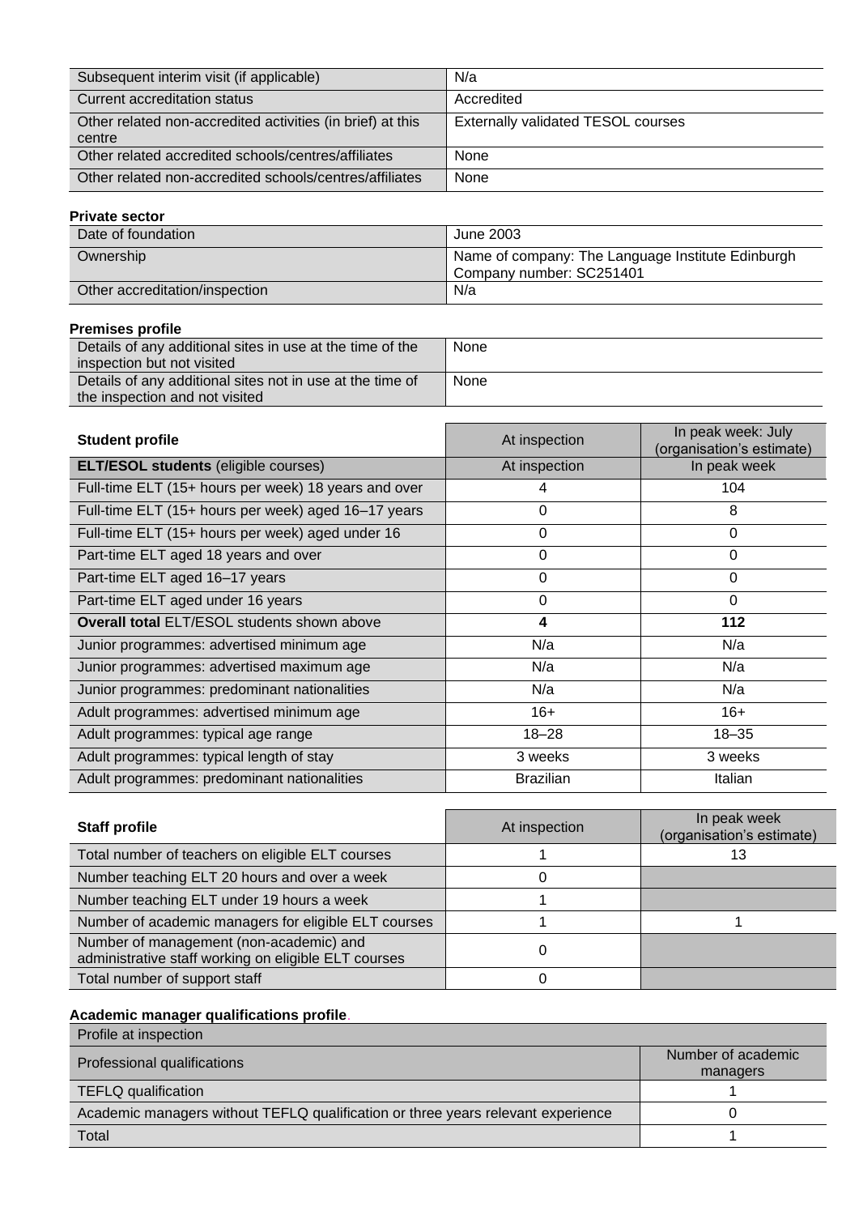| | |
|---|---|
| Subsequent interim visit (if applicable) | N/a |
| Current accreditation status | Accredited |
| Other related non-accredited activities (in brief) at this centre | Externally validated TESOL courses |
| Other related accredited schools/centres/affiliates | None |
| Other related non-accredited schools/centres/affiliates | None |

**Private sector**

| | |
|---|---|
| Date of foundation | June 2003 |
| Ownership | Name of company: The Language Institute Edinburgh<br>Company number: SC251401 |
| Other accreditation/inspection | N/a |

**Premises profile**

| | |
|---|---|
| Details of any additional sites in use at the time of the inspection but not visited | None |
| Details of any additional sites not in use at the time of the inspection and not visited | None |

| Student profile | At inspection | In peak week: July (organisation's estimate) |
|---|---|---|
| **ELT/ESOL students** (eligible courses) | At inspection | In peak week |
| Full-time ELT (15+ hours per week) 18 years and over | 4 | 104 |
| Full-time ELT (15+ hours per week) aged 16–17 years | 0 | 8 |
| Full-time ELT (15+ hours per week) aged under 16 | 0 | 0 |
| Part-time ELT aged 18 years and over | 0 | 0 |
| Part-time ELT aged 16–17 years | 0 | 0 |
| Part-time ELT aged under 16 years | 0 | 0 |
| **Overall total** ELT/ESOL students shown above | **4** | **112** |
| Junior programmes: advertised minimum age | N/a | N/a |
| Junior programmes: advertised maximum age | N/a | N/a |
| Junior programmes: predominant nationalities | N/a | N/a |
| Adult programmes: advertised minimum age | 16+ | 16+ |
| Adult programmes: typical age range | 18–28 | 18–35 |
| Adult programmes: typical length of stay | 3 weeks | 3 weeks |
| Adult programmes: predominant nationalities | Brazilian | Italian |

| Staff profile | At inspection | In peak week (organisation's estimate) |
|---|---|---|
| Total number of teachers on eligible ELT courses | 1 | 13 |
| Number teaching ELT 20 hours and over a week | 0 | |
| Number teaching ELT under 19 hours a week | 1 | |
| Number of academic managers for eligible ELT courses | 1 | 1 |
| Number of management (non-academic) and administrative staff working on eligible ELT courses | 0 | |
| Total number of support staff | 0 | |

**Academic manager qualifications profile**.

| Profile at inspection | |
|---|---|
| Professional qualifications | Number of academic managers |
| TEFLQ qualification | 1 |
| Academic managers without TEFLQ qualification or three years relevant experience | 0 |
| Total | 1 |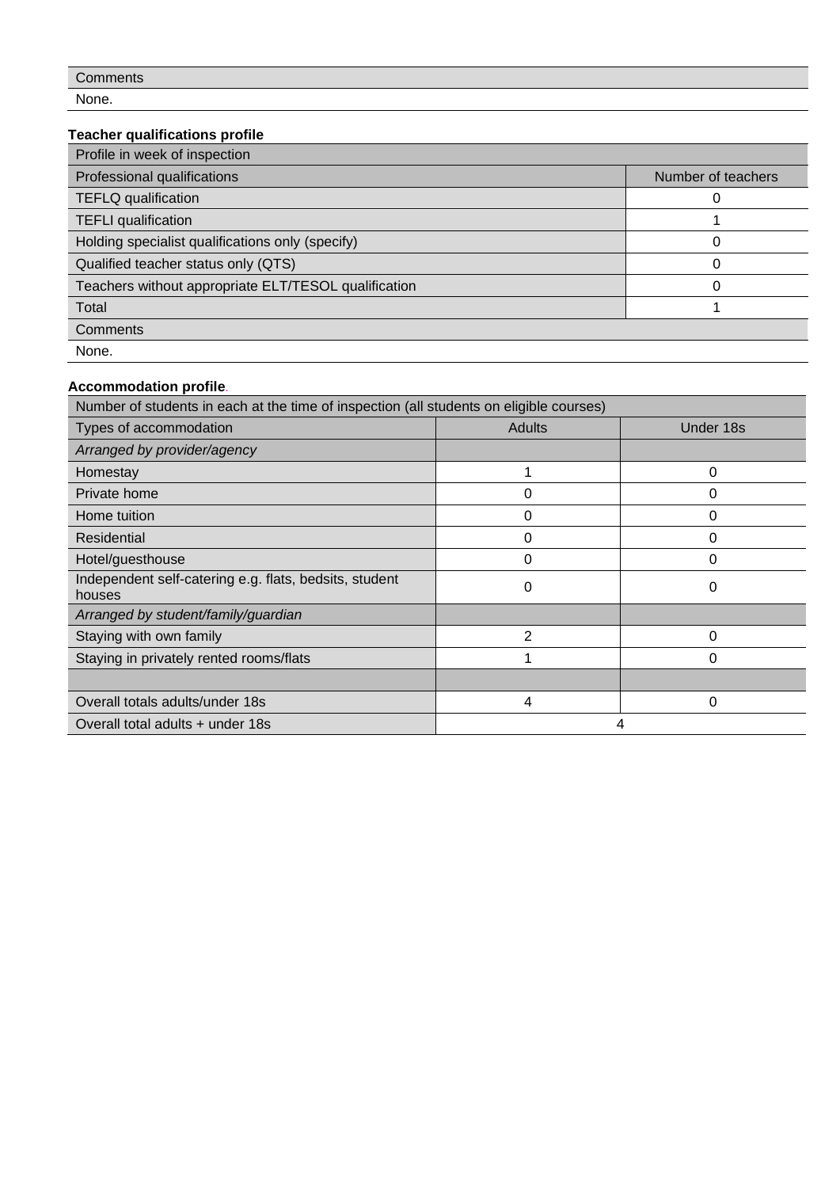| Comments |
|---|
| None. |

**Teacher qualifications profile**

| Profile in week of inspection | |
|---|---|
| Professional qualifications | Number of teachers |
| TEFLQ qualification | 0 |
| TEFLI qualification | 1 |
| Holding specialist qualifications only (specify) | 0 |
| Qualified teacher status only (QTS) | 0 |
| Teachers without appropriate ELT/TESOL qualification | 0 |
| Total | 1 |
| Comments | |
| None. | |

**Accommodation profile**

| Number of students in each at the time of inspection (all students on eligible courses) | | |
|---|---|---|
| Types of accommodation | Adults | Under 18s |
| *Arranged by provider/agency* | | |
| Homestay | 1 | 0 |
| Private home | 0 | 0 |
| Home tuition | 0 | 0 |
| Residential | 0 | 0 |
| Hotel/guesthouse | 0 | 0 |
| Independent self-catering e.g. flats, bedsits, student houses | 0 | 0 |
| *Arranged by student/family/guardian* | | |
| Staying with own family | 2 | 0 |
| Staying in privately rented rooms/flats | 1 | 0 |
| | | |
| Overall totals adults/under 18s | 4 | 0 |
| Overall total adults + under 18s | 4 | |